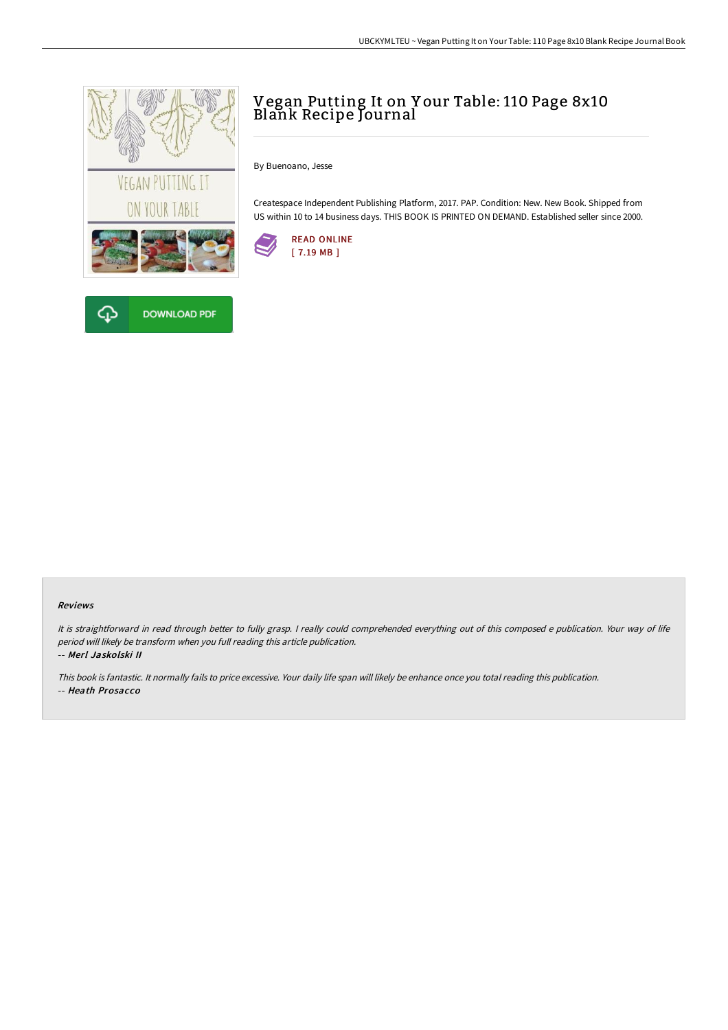# Vegan Putting It on Your Table: 110 Page 8x10 Blank Recipe Journal

By Buenoano, Jesse

Createspace Independent Publishing Platform, 2017. PAP. Condition: New. New Book. Shipped from US within 10 to 14 business days. THIS BOOK IS PRINTED ON DEMAND. Established seller since 2000.

READ ONLINE
[ 7.19 MB ]

DOWNLOAD PDF

### Reviews

*It is straightforward in read through better to fully grasp. I really could comprehended everything out of this composed e publication. Your way of life period will likely be transform when you full reading this article publication.*

*-- Merl Jaskolski II*

*This book is fantastic. It normally fails to price excessive. Your daily life span will likely be enhance once you total reading this publication.*

*-- Heath Prosacco*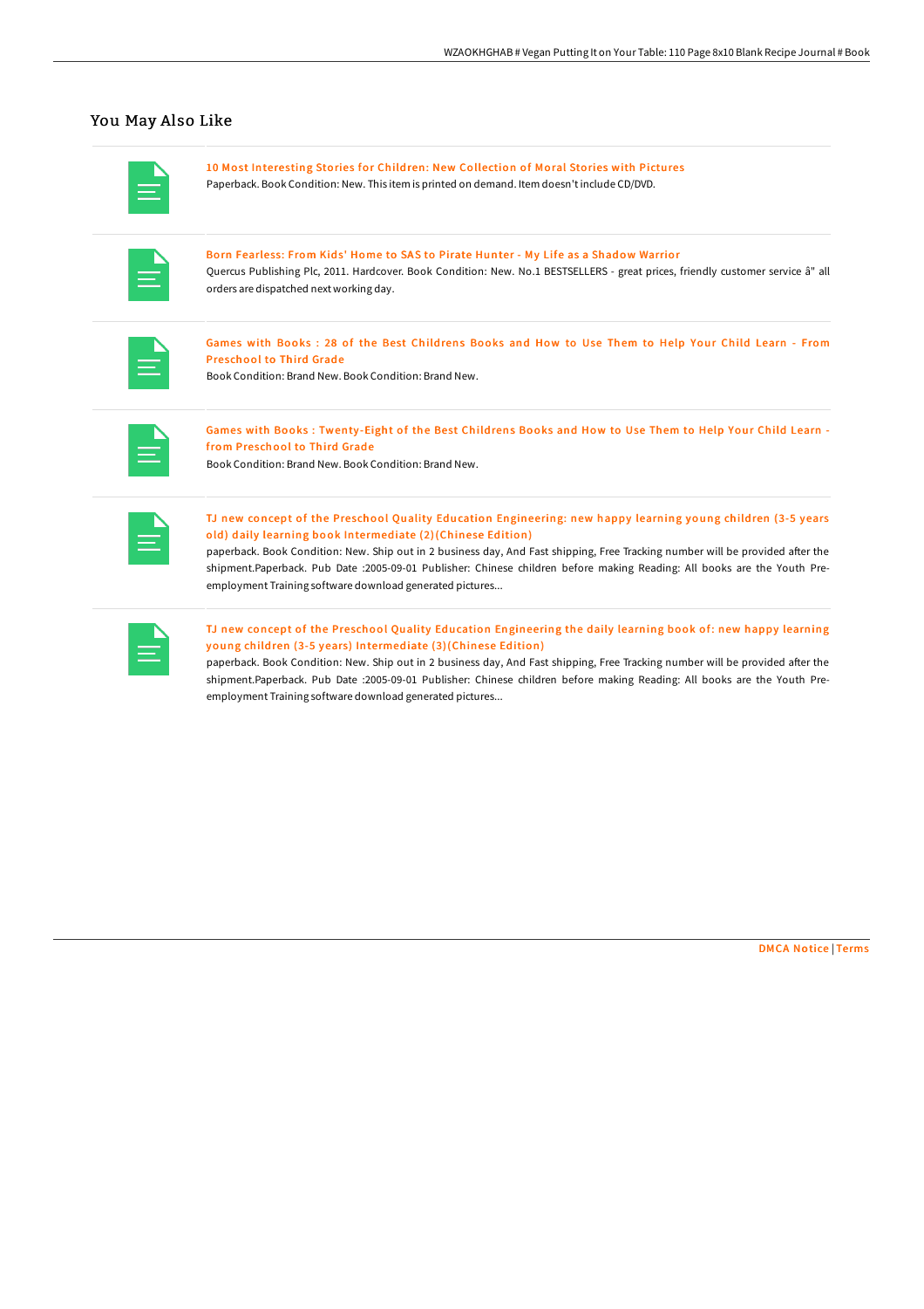## You May Also Like

**10 Most Interesting Stories for Children: New Collection of Moral Stories with Pictures**

Paperback. Book Condition: New. This item is printed on demand. Item doesn't include CD/DVD.

**Born Fearless: From Kids' Home to SAS to Pirate Hunter - My Life as a Shadow Warrior**

Quercus Publishing Plc, 2011. Hardcover. Book Condition: New. No.1 BESTSELLERS - great prices, friendly customer service â" all orders are dispatched next working day.

**Games with Books : 28 of the Best Childrens Books and How to Use Them to Help Your Child Learn - From Preschool to Third Grade**

Book Condition: Brand New. Book Condition: Brand New.

**Games with Books : Twenty-Eight of the Best Childrens Books and How to Use Them to Help Your Child Learn - from Preschool to Third Grade**

Book Condition: Brand New. Book Condition: Brand New.

**TJ new concept of the Preschool Quality Education Engineering: new happy learning young children (3-5 years old) daily learning book Intermediate (2)(Chinese Edition)**

paperback. Book Condition: New. Ship out in 2 business day, And Fast shipping, Free Tracking number will be provided after the shipment.Paperback. Pub Date :2005-09-01 Publisher: Chinese children before making Reading: All books are the Youth Pre-employment Training software download generated pictures...

**TJ new concept of the Preschool Quality Education Engineering the daily learning book of: new happy learning young children (3-5 years) Intermediate (3)(Chinese Edition)**

paperback. Book Condition: New. Ship out in 2 business day, And Fast shipping, Free Tracking number will be provided after the shipment.Paperback. Pub Date :2005-09-01 Publisher: Chinese children before making Reading: All books are the Youth Pre-employment Training software download generated pictures...